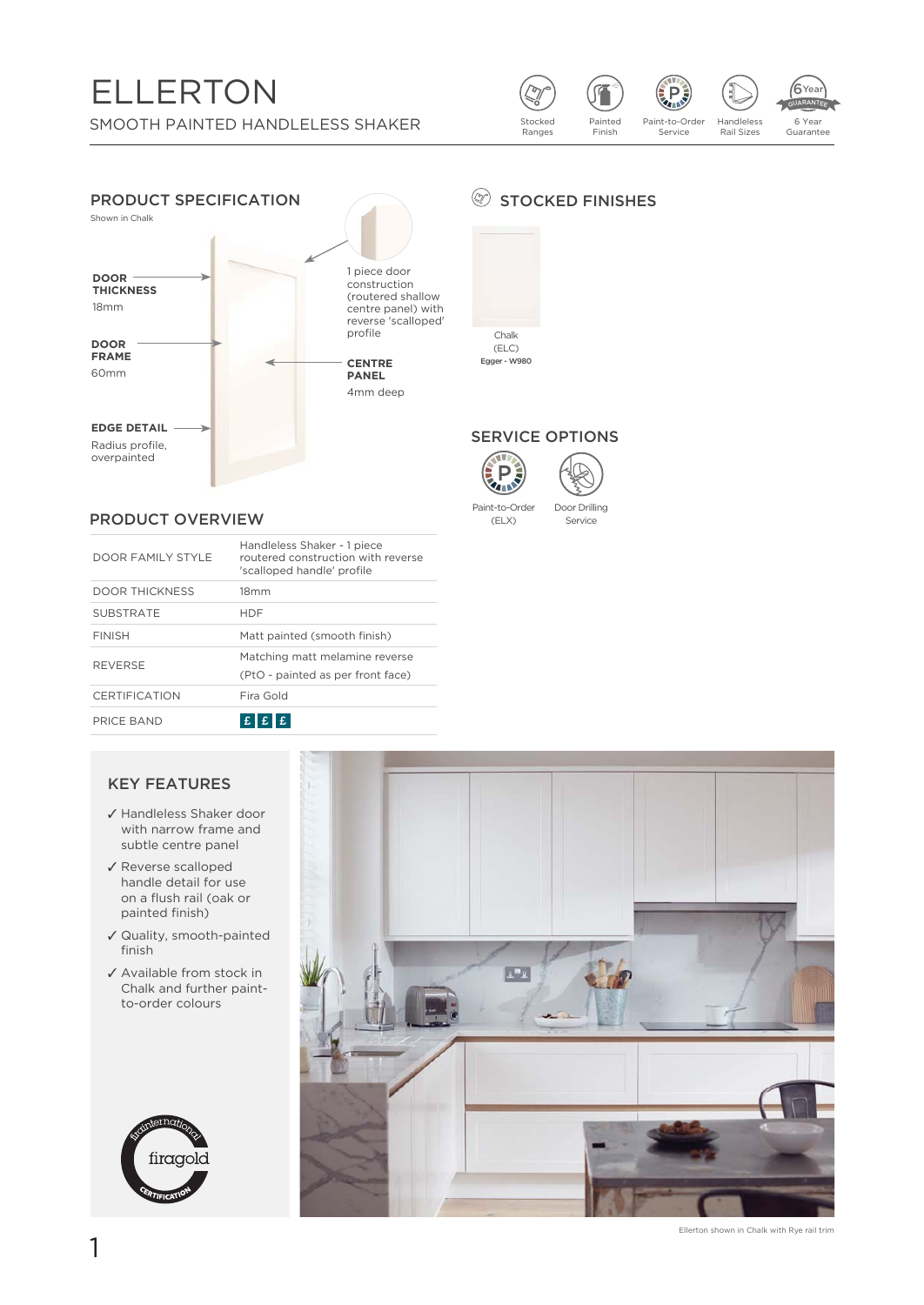# ELLERTON

SMOOTH PAINTED HANDLELESS SHAKER

Stocked Ranges | Painted Finish | Paint-to-Order Service | Handleless Rail Sizes | 6 Year Guarantee

## PRODUCT SPECIFICATION

Shown in Chalk

**DOOR THICKNESS**
18mm

**DOOR FRAME**
60mm

**EDGE DETAIL**
Radius profile, overpainted

1 piece door construction (routered shallow centre panel) with reverse 'scalloped' profile

**CENTRE PANEL**
4mm deep

## STOCKED FINISHES

Chalk
(ELC)
Egger - W980

## SERVICE OPTIONS

Paint-to-Order (ELX)

Door Drilling Service

## PRODUCT OVERVIEW

| | |
|---|---|
| DOOR FAMILY STYLE | Handleless Shaker - 1 piece routered construction with reverse 'scalloped handle' profile |
| DOOR THICKNESS | 18mm |
| SUBSTRATE | HDF |
| FINISH | Matt painted (smooth finish) |
| REVERSE | Matching matt melamine reverse (PtO - painted as per front face) |
| CERTIFICATION | Fira Gold |
| PRICE BAND | £ £ £ |

## KEY FEATURES

- ✓ Handleless Shaker door with narrow frame and subtle centre panel
- ✓ Reverse scalloped handle detail for use on a flush rail (oak or painted finish)
- ✓ Quality, smooth-painted finish
- ✓ Available from stock in Chalk and further paint-to-order colours

firainternational firagold CERTIFICATION

Ellerton shown in Chalk with Rye rail trim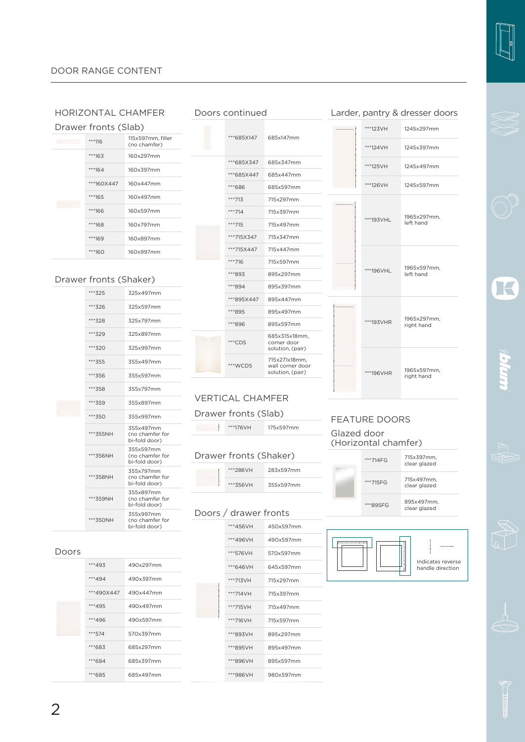DOOR RANGE CONTENT

## HORIZONTAL CHAMFER

### Drawer fronts (Slab)

| Code | Size |
|---|---|
| ***116 | 115x597mm, filler (no chamfer) |
| ***163 | 160x297mm |
| ***164 | 160x397mm |
| ***160X447 | 160x447mm |
| ***165 | 160x497mm |
| ***166 | 160x597mm |
| ***168 | 160x797mm |
| ***169 | 160x897mm |
| ***160 | 160x997mm |

### Drawer fronts (Shaker)

| Code | Size |
|---|---|
| ***325 | 325x497mm |
| ***326 | 325x597mm |
| ***328 | 325x797mm |
| ***329 | 325x897mm |
| ***320 | 325x997mm |
| ***355 | 355x497mm |
| ***356 | 355x597mm |
| ***358 | 355x797mm |
| ***359 | 355x897mm |
| ***350 | 355x997mm |
| ***355NH | 355x497mm (no chamfer for bi-fold door) |
| ***356NH | 355x597mm (no chamfer for bi-fold door) |
| ***358NH | 355x797mm (no chamfer for bi-fold door) |
| ***359NH | 355x897mm (no chamfer for bi-fold door) |
| ***350NH | 355x997mm (no chamfer for bi-fold door) |

### Doors

| Code | Size |
|---|---|
| ***493 | 490x297mm |
| ***494 | 490x397mm |
| ***490X447 | 490x447mm |
| ***495 | 490x497mm |
| ***496 | 490x597mm |
| ***574 | 570x397mm |
| ***683 | 685x297mm |
| ***684 | 685x397mm |
| ***685 | 685x497mm |

### Doors continued

| Code | Size |
|---|---|
| ***685X147 | 685x147mm |
| ***685X347 | 685x347mm |
| ***685X447 | 685x447mm |
| ***686 | 685x597mm |
| ***713 | 715x297mm |
| ***714 | 715x397mm |
| ***715 | 715x497mm |
| ***715X347 | 715x347mm |
| ***715X447 | 715x447mm |
| ***716 | 715x597mm |
| ***893 | 895x297mm |
| ***894 | 895x397mm |
| ***895X447 | 895x447mm |
| ***895 | 895x497mm |
| ***896 | 895x597mm |
| ***CDS | 685x315x18mm, corner door solution, (pair) |
| ***WCDS | 715x271x18mm, wall corner door solution, (pair) |

## VERTICAL CHAMFER

### Drawer fronts (Slab)

| Code | Size |
|---|---|
| ***176VH | 175x597mm |

### Drawer fronts (Shaker)

| Code | Size |
|---|---|
| ***286VH | 283x597mm |
| ***356VH | 355x597mm |

### Doors / drawer fronts

| Code | Size |
|---|---|
| ***456VH | 450x597mm |
| ***496VH | 490x597mm |
| ***576VH | 570x597mm |
| ***646VH | 645x597mm |
| ***713VH | 715x297mm |
| ***714VH | 715x397mm |
| ***715VH | 715x497mm |
| ***716VH | 715x597mm |
| ***893VH | 895x297mm |
| ***895VH | 895x497mm |
| ***896VH | 895x597mm |
| ***986VH | 980x597mm |

### Larder, pantry & dresser doors

| Code | Size |
|---|---|
| ***123VH | 1245x297mm |
| ***124VH | 1245x397mm |
| ***125VH | 1245x497mm |
| ***126VH | 1245x597mm |
| ***193VHL | 1965x297mm, left hand |
| ***196VHL | 1965x597mm, left hand |
| ***193VHR | 1965x297mm, right hand |
| ***196VHR | 1965x597mm, right hand |

## FEATURE DOORS

### Glazed door (Horizontal chamfer)

| Code | Size |
|---|---|
| ***714FG | 715x397mm, clear glazed |
| ***715FG | 715x497mm, clear glazed |
| ***895FG | 895x497mm, clear glazed |

Indicates reverse handle direction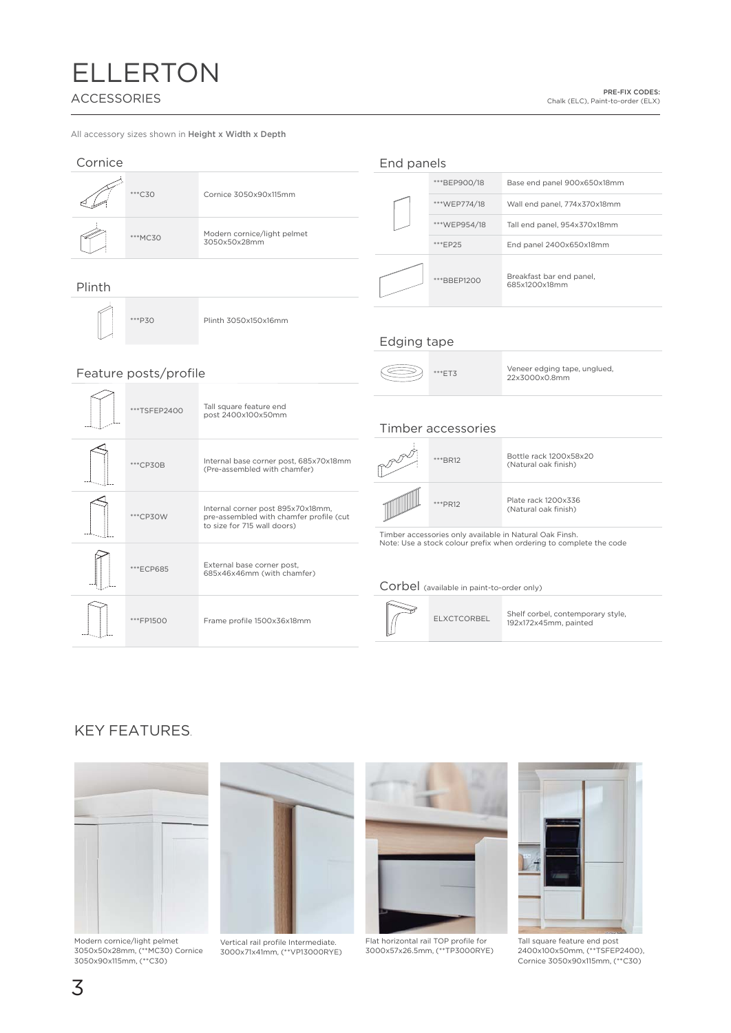# ELLERTON

## ACCESSORIES

**PRE-FIX CODES:**
Chalk (ELC), Paint-to-order (ELX)

All accessory sizes shown in **Height x Width x Depth**

### Cornice

| Code | Description |
|---|---|
| ***C30 | Cornice 3050x90x115mm |
| ***MC30 | Modern cornice/light pelmet 3050x50x28mm |

### Plinth

| Code | Description |
|---|---|
| ***P30 | Plinth 3050x150x16mm |

### Feature posts/profile

| Code | Description |
|---|---|
| ***TSFEP2400 | Tall square feature end post 2400x100x50mm |
| ***CP30B | Internal base corner post, 685x70x18mm (Pre-assembled with chamfer) |
| ***CP30W | Internal corner post 895x70x18mm, pre-assembled with chamfer profile (cut to size for 715 wall doors) |
| ***ECP685 | External base corner post, 685x46x46mm (with chamfer) |
| ***FP1500 | Frame profile 1500x36x18mm |

### End panels

| Code | Description |
|---|---|
| ***BEP900/18 | Base end panel 900x650x18mm |
| ***WEP774/18 | Wall end panel, 774x370x18mm |
| ***WEP954/18 | Tall end panel, 954x370x18mm |
| ***EP25 | End panel 2400x650x18mm |
| ***BBEP1200 | Breakfast bar end panel, 685x1200x18mm |

### Edging tape

| Code | Description |
|---|---|
| ***ET3 | Veneer edging tape, unglued, 22x3000x0.8mm |

### Timber accessories

| Code | Description |
|---|---|
| ***BR12 | Bottle rack 1200x58x20 (Natural oak finish) |
| ***PR12 | Plate rack 1200x336 (Natural oak finish) |

Timber accessories only available in Natural Oak Finsh.
Note: Use a stock colour prefix when ordering to complete the code

### Corbel (available in paint-to-order only)

| Code | Description |
|---|---|
| ELXCTCORBEL | Shelf corbel, contemporary style, 192x172x45mm, painted |

## KEY FEATURES.

Modern cornice/light pelmet 3050x50x28mm, (**MC30) Cornice 3050x90x115mm, (**C30)

Vertical rail profile Intermediate. 3000x71x41mm, (**VP13000RYE)

Flat horizontal rail TOP profile for 3000x57x26.5mm, (**TP3000RYE)

Tall square feature end post 2400x100x50mm, (**TSFEP2400), Cornice 3050x90x115mm, (**C30)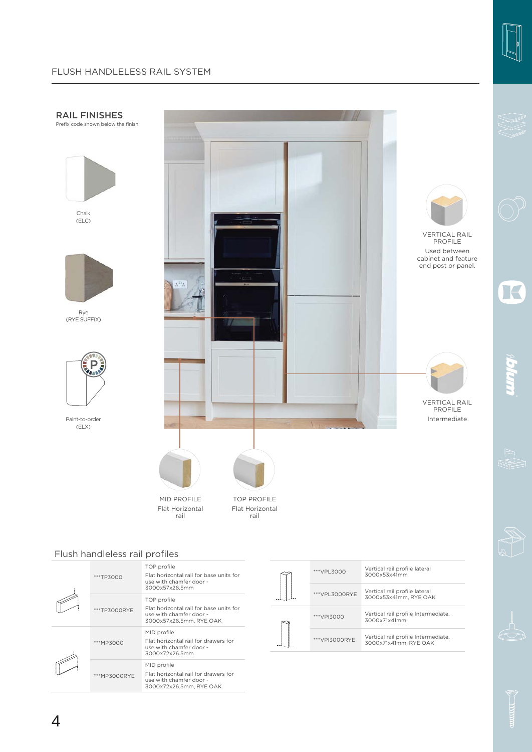# FLUSH HANDLELESS RAIL SYSTEM

## RAIL FINISHES

Prefix code shown below the finish

Chalk
(ELC)

Rye
(RYE SUFFIX)

Paint-to-order
(ELX)

VERTICAL RAIL PROFILE
Used between cabinet and feature end post or panel.

VERTICAL RAIL PROFILE
Intermediate

MID PROFILE
Flat Horizontal rail

TOP PROFILE
Flat Horizontal rail

## Flush handleless rail profiles

| | | |
|---|---|---|
| | ***TP3000 | TOP profile<br>Flat horizontal rail for base units for use with chamfer door - 3000x57x26.5mm |
| | ***TP3000RYE | TOP profile<br>Flat horizontal rail for base units for use with chamfer door - 3000x57x26.5mm, RYE OAK |
| | ***MP3000 | MID profile<br>Flat horizontal rail for drawers for use with chamfer door - 3000x72x26.5mm |
| | ***MP3000RYE | MID profile<br>Flat horizontal rail for drawers for use with chamfer door - 3000x72x26.5mm, RYE OAK |

| | | |
|---|---|---|
| | ***VPL3000 | Vertical rail profile lateral 3000x53x41mm |
| | ***VPL3000RYE | Vertical rail profile lateral 3000x53x41mm, RYE OAK |
| | ***VPI3000 | Vertical rail profile Intermediate. 3000x71x41mm |
| | ***VPI3000RYE | Vertical rail profile Intermediate. 3000x71x41mm, RYE OAK |